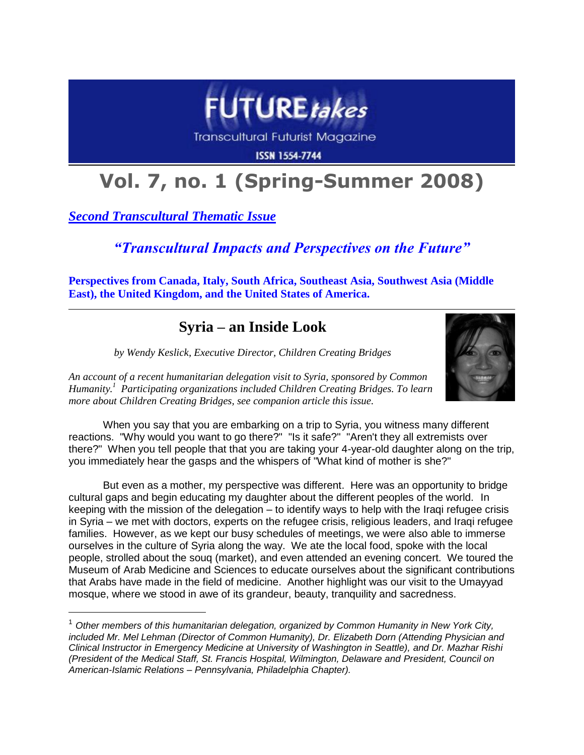FUTURE*takes*

Transcultural Futurist Magazine

ISSN 1554-7744

# Vol. 7, no. 1 (Spring-Summer 2008)

***Second Transcultural Thematic Issue***

***"Transcultural Impacts and Perspectives on the Future"***

**Perspectives from Canada, Italy, South Africa, Southeast Asia, Southwest Asia (Middle East), the United Kingdom, and the United States of America.**

---

## Syria – an Inside Look

*by Wendy Keslick, Executive Director, Children Creating Bridges*

*An account of a recent humanitarian delegation visit to Syria, sponsored by Common Humanity.[1] Participating organizations included Children Creating Bridges. To learn more about Children Creating Bridges, see companion article this issue.*

When you say that you are embarking on a trip to Syria, you witness many different reactions. "Why would you want to go there?" "Is it safe?" "Aren't they all extremists over there?" When you tell people that that you are taking your 4-year-old daughter along on the trip, you immediately hear the gasps and the whispers of "What kind of mother is she?"

But even as a mother, my perspective was different. Here was an opportunity to bridge cultural gaps and begin educating my daughter about the different peoples of the world. In keeping with the mission of the delegation – to identify ways to help with the Iraqi refugee crisis in Syria – we met with doctors, experts on the refugee crisis, religious leaders, and Iraqi refugee families. However, as we kept our busy schedules of meetings, we were also able to immerse ourselves in the culture of Syria along the way. We ate the local food, spoke with the local people, strolled about the souq (market), and even attended an evening concert. We toured the Museum of Arab Medicine and Sciences to educate ourselves about the significant contributions that Arabs have made in the field of medicine. Another highlight was our visit to the Umayyad mosque, where we stood in awe of its grandeur, beauty, tranquility and sacredness.

---

[1] *Other members of this humanitarian delegation, organized by Common Humanity in New York City, included Mr. Mel Lehman (Director of Common Humanity), Dr. Elizabeth Dorn (Attending Physician and Clinical Instructor in Emergency Medicine at University of Washington in Seattle), and Dr. Mazhar Rishi (President of the Medical Staff, St. Francis Hospital, Wilmington, Delaware and President, Council on American-Islamic Relations – Pennsylvania, Philadelphia Chapter).*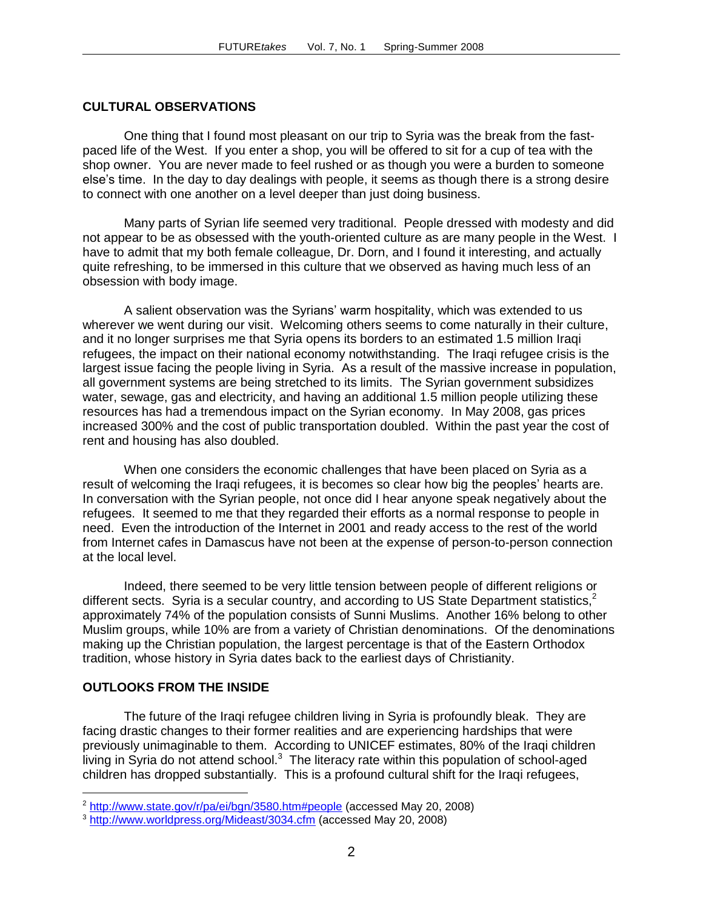## CULTURAL OBSERVATIONS

One thing that I found most pleasant on our trip to Syria was the break from the fast-paced life of the West. If you enter a shop, you will be offered to sit for a cup of tea with the shop owner. You are never made to feel rushed or as though you were a burden to someone else's time. In the day to day dealings with people, it seems as though there is a strong desire to connect with one another on a level deeper than just doing business.

Many parts of Syrian life seemed very traditional. People dressed with modesty and did not appear to be as obsessed with the youth-oriented culture as are many people in the West. I have to admit that my both female colleague, Dr. Dorn, and I found it interesting, and actually quite refreshing, to be immersed in this culture that we observed as having much less of an obsession with body image.

A salient observation was the Syrians' warm hospitality, which was extended to us wherever we went during our visit. Welcoming others seems to come naturally in their culture, and it no longer surprises me that Syria opens its borders to an estimated 1.5 million Iraqi refugees, the impact on their national economy notwithstanding. The Iraqi refugee crisis is the largest issue facing the people living in Syria. As a result of the massive increase in population, all government systems are being stretched to its limits. The Syrian government subsidizes water, sewage, gas and electricity, and having an additional 1.5 million people utilizing these resources has had a tremendous impact on the Syrian economy. In May 2008, gas prices increased 300% and the cost of public transportation doubled. Within the past year the cost of rent and housing has also doubled.

When one considers the economic challenges that have been placed on Syria as a result of welcoming the Iraqi refugees, it is becomes so clear how big the peoples' hearts are. In conversation with the Syrian people, not once did I hear anyone speak negatively about the refugees. It seemed to me that they regarded their efforts as a normal response to people in need. Even the introduction of the Internet in 2001 and ready access to the rest of the world from Internet cafes in Damascus have not been at the expense of person-to-person connection at the local level.

Indeed, there seemed to be very little tension between people of different religions or different sects. Syria is a secular country, and according to US State Department statistics,[2] approximately 74% of the population consists of Sunni Muslims. Another 16% belong to other Muslim groups, while 10% are from a variety of Christian denominations. Of the denominations making up the Christian population, the largest percentage is that of the Eastern Orthodox tradition, whose history in Syria dates back to the earliest days of Christianity.

## OUTLOOKS FROM THE INSIDE

The future of the Iraqi refugee children living in Syria is profoundly bleak. They are facing drastic changes to their former realities and are experiencing hardships that were previously unimaginable to them. According to UNICEF estimates, 80% of the Iraqi children living in Syria do not attend school.[3] The literacy rate within this population of school-aged children has dropped substantially. This is a profound cultural shift for the Iraqi refugees,

---

[2] http://www.state.gov/r/pa/ei/bgn/3580.htm#people (accessed May 20, 2008)

[3] http://www.worldpress.org/Mideast/3034.cfm (accessed May 20, 2008)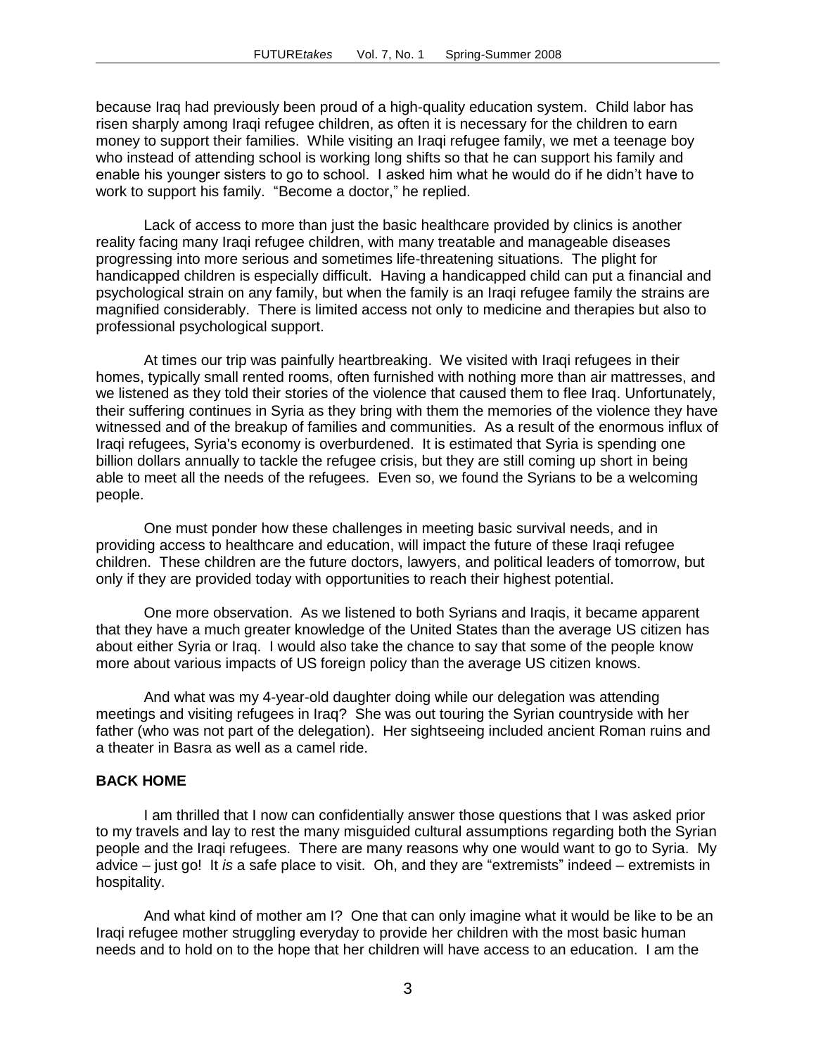because Iraq had previously been proud of a high-quality education system. Child labor has risen sharply among Iraqi refugee children, as often it is necessary for the children to earn money to support their families. While visiting an Iraqi refugee family, we met a teenage boy who instead of attending school is working long shifts so that he can support his family and enable his younger sisters to go to school. I asked him what he would do if he didn't have to work to support his family. "Become a doctor," he replied.

Lack of access to more than just the basic healthcare provided by clinics is another reality facing many Iraqi refugee children, with many treatable and manageable diseases progressing into more serious and sometimes life-threatening situations. The plight for handicapped children is especially difficult. Having a handicapped child can put a financial and psychological strain on any family, but when the family is an Iraqi refugee family the strains are magnified considerably. There is limited access not only to medicine and therapies but also to professional psychological support.

At times our trip was painfully heartbreaking. We visited with Iraqi refugees in their homes, typically small rented rooms, often furnished with nothing more than air mattresses, and we listened as they told their stories of the violence that caused them to flee Iraq. Unfortunately, their suffering continues in Syria as they bring with them the memories of the violence they have witnessed and of the breakup of families and communities. As a result of the enormous influx of Iraqi refugees, Syria's economy is overburdened. It is estimated that Syria is spending one billion dollars annually to tackle the refugee crisis, but they are still coming up short in being able to meet all the needs of the refugees. Even so, we found the Syrians to be a welcoming people.

One must ponder how these challenges in meeting basic survival needs, and in providing access to healthcare and education, will impact the future of these Iraqi refugee children. These children are the future doctors, lawyers, and political leaders of tomorrow, but only if they are provided today with opportunities to reach their highest potential.

One more observation. As we listened to both Syrians and Iraqis, it became apparent that they have a much greater knowledge of the United States than the average US citizen has about either Syria or Iraq. I would also take the chance to say that some of the people know more about various impacts of US foreign policy than the average US citizen knows.

And what was my 4-year-old daughter doing while our delegation was attending meetings and visiting refugees in Iraq? She was out touring the Syrian countryside with her father (who was not part of the delegation). Her sightseeing included ancient Roman ruins and a theater in Basra as well as a camel ride.

**BACK HOME**

I am thrilled that I now can confidentially answer those questions that I was asked prior to my travels and lay to rest the many misguided cultural assumptions regarding both the Syrian people and the Iraqi refugees. There are many reasons why one would want to go to Syria. My advice – just go! It *is* a safe place to visit. Oh, and they are "extremists" indeed – extremists in hospitality.

And what kind of mother am I? One that can only imagine what it would be like to be an Iraqi refugee mother struggling everyday to provide her children with the most basic human needs and to hold on to the hope that her children will have access to an education. I am the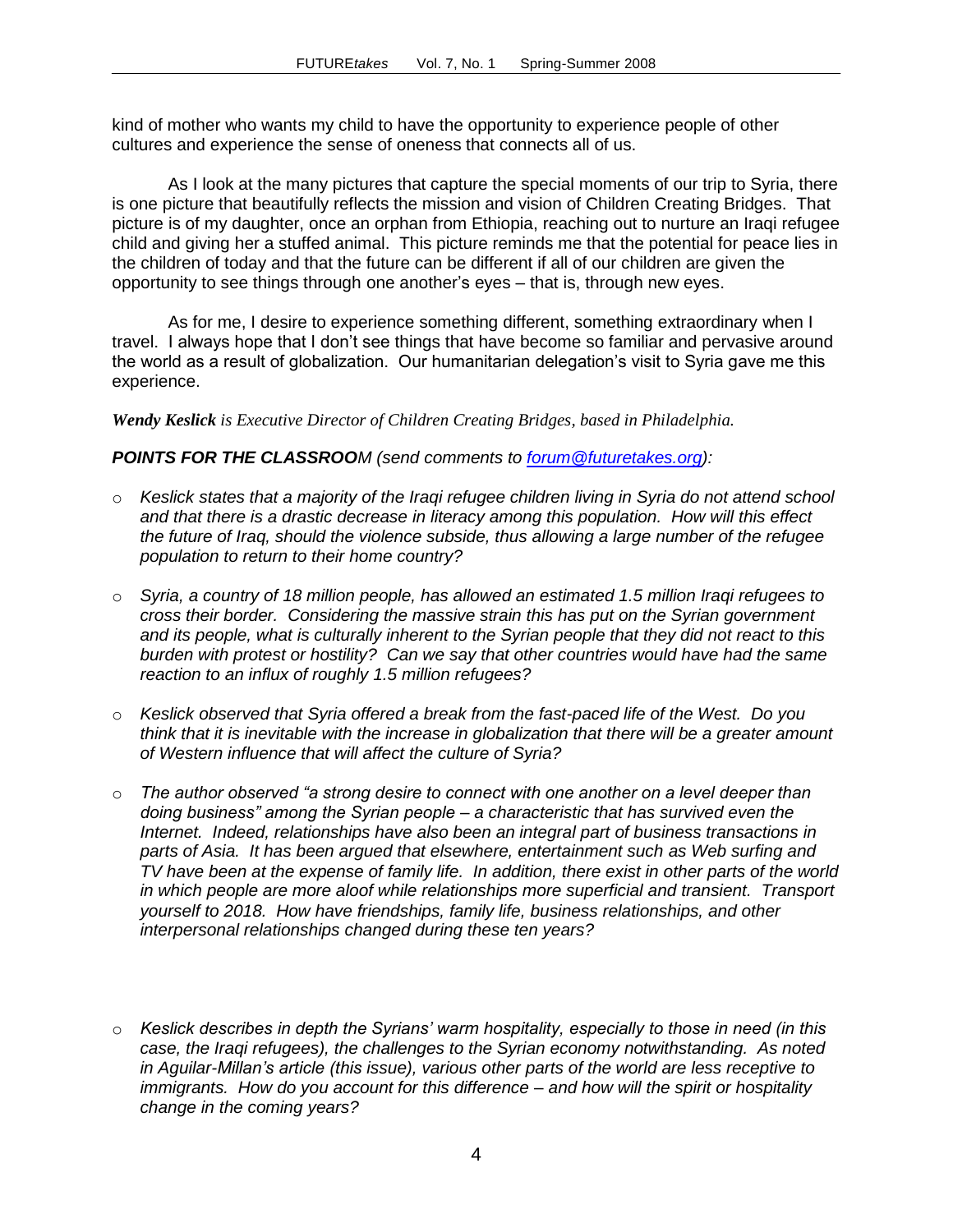kind of mother who wants my child to have the opportunity to experience people of other cultures and experience the sense of oneness that connects all of us.

As I look at the many pictures that capture the special moments of our trip to Syria, there is one picture that beautifully reflects the mission and vision of Children Creating Bridges. That picture is of my daughter, once an orphan from Ethiopia, reaching out to nurture an Iraqi refugee child and giving her a stuffed animal. This picture reminds me that the potential for peace lies in the children of today and that the future can be different if all of our children are given the opportunity to see things through one another's eyes – that is, through new eyes.

As for me, I desire to experience something different, something extraordinary when I travel. I always hope that I don't see things that have become so familiar and pervasive around the world as a result of globalization. Our humanitarian delegation's visit to Syria gave me this experience.

***Wendy Keslick** is Executive Director of Children Creating Bridges, based in Philadelphia.*

***POINTS FOR THE CLASSROO**M (send comments to [forum@futuretakes.org](mailto:forum@futuretakes.org)):*

- *Keslick states that a majority of the Iraqi refugee children living in Syria do not attend school and that there is a drastic decrease in literacy among this population. How will this effect the future of Iraq, should the violence subside, thus allowing a large number of the refugee population to return to their home country?*

- *Syria, a country of 18 million people, has allowed an estimated 1.5 million Iraqi refugees to cross their border. Considering the massive strain this has put on the Syrian government and its people, what is culturally inherent to the Syrian people that they did not react to this burden with protest or hostility? Can we say that other countries would have had the same reaction to an influx of roughly 1.5 million refugees?*

- *Keslick observed that Syria offered a break from the fast-paced life of the West. Do you think that it is inevitable with the increase in globalization that there will be a greater amount of Western influence that will affect the culture of Syria?*

- *The author observed "a strong desire to connect with one another on a level deeper than doing business" among the Syrian people – a characteristic that has survived even the Internet. Indeed, relationships have also been an integral part of business transactions in parts of Asia. It has been argued that elsewhere, entertainment such as Web surfing and TV have been at the expense of family life. In addition, there exist in other parts of the world in which people are more aloof while relationships more superficial and transient. Transport yourself to 2018. How have friendships, family life, business relationships, and other interpersonal relationships changed during these ten years?*

- *Keslick describes in depth the Syrians' warm hospitality, especially to those in need (in this case, the Iraqi refugees), the challenges to the Syrian economy notwithstanding. As noted in Aguilar-Millan's article (this issue), various other parts of the world are less receptive to immigrants. How do you account for this difference – and how will the spirit or hospitality change in the coming years?*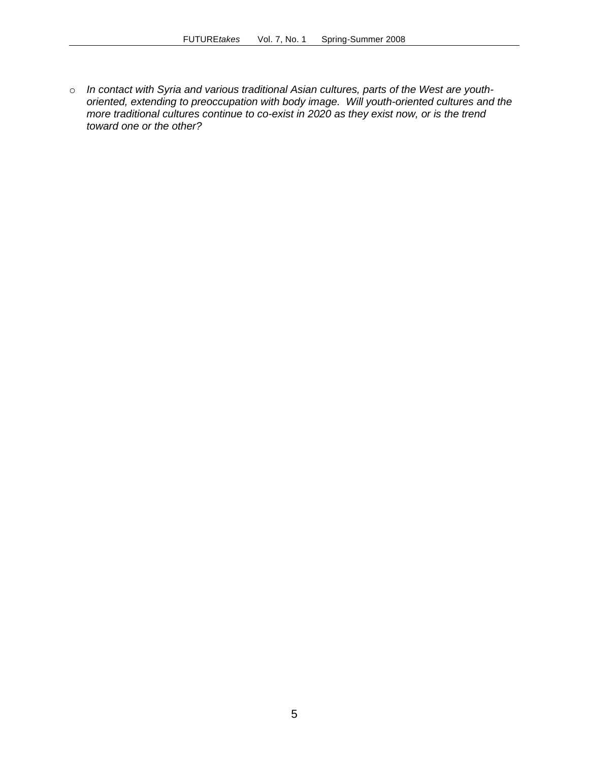- *In contact with Syria and various traditional Asian cultures, parts of the West are youth-oriented, extending to preoccupation with body image. Will youth-oriented cultures and the more traditional cultures continue to co-exist in 2020 as they exist now, or is the trend toward one or the other?*